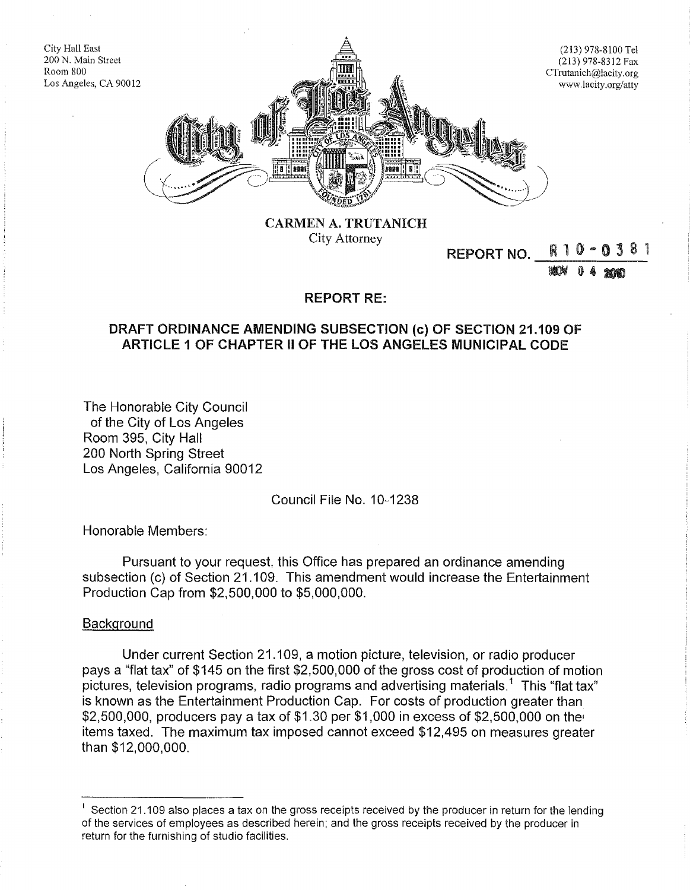City Hall East
200 N. Main Street
Room 800
Los Angeles, CA 90012

(213) 978-8100 Tel
(213) 978-8312 Fax
CTrutanich@lacity.org
www.lacity.org/atty

**CARMEN A. TRUTANICH**
City Attorney

REPORT NO. R 1 0 - 0 3 8 1
NOV 0 4 2010

**REPORT RE:**

**DRAFT ORDINANCE AMENDING SUBSECTION (c) OF SECTION 21.109 OF ARTICLE 1 OF CHAPTER II OF THE LOS ANGELES MUNICIPAL CODE**

The Honorable City Council
of the City of Los Angeles
Room 395, City Hall
200 North Spring Street
Los Angeles, California 90012

Council File No. 10-1238

Honorable Members:

Pursuant to your request, this Office has prepared an ordinance amending subsection (c) of Section 21.109. This amendment would increase the Entertainment Production Cap from $2,500,000 to $5,000,000.

Background

Under current Section 21.109, a motion picture, television, or radio producer pays a "flat tax" of $145 on the first $2,500,000 of the gross cost of production of motion pictures, television programs, radio programs and advertising materials.[1] This "flat tax" is known as the Entertainment Production Cap. For costs of production greater than $2,500,000, producers pay a tax of $1.30 per $1,000 in excess of $2,500,000 on the items taxed. The maximum tax imposed cannot exceed $12,495 on measures greater than $12,000,000.

[1] Section 21.109 also places a tax on the gross receipts received by the producer in return for the lending of the services of employees as described herein; and the gross receipts received by the producer in return for the furnishing of studio facilities.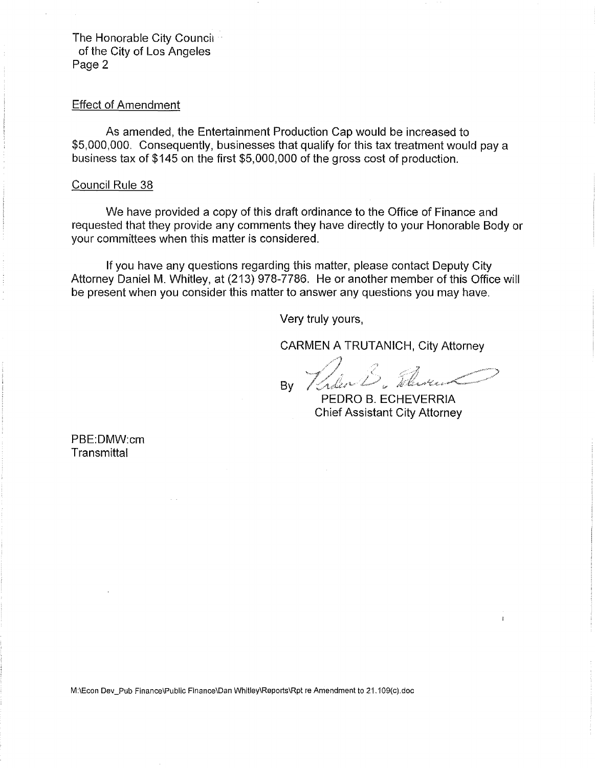The Honorable City Council
of the City of Los Angeles
Page 2

Effect of Amendment

As amended, the Entertainment Production Cap would be increased to $5,000,000. Consequently, businesses that qualify for this tax treatment would pay a business tax of $145 on the first $5,000,000 of the gross cost of production.

Council Rule 38

We have provided a copy of this draft ordinance to the Office of Finance and requested that they provide any comments they have directly to your Honorable Body or your committees when this matter is considered.

If you have any questions regarding this matter, please contact Deputy City Attorney Daniel M. Whitley, at (213) 978-7786. He or another member of this Office will be present when you consider this matter to answer any questions you may have.

Very truly yours,

CARMEN A TRUTANICH, City Attorney

By

PEDRO B. ECHEVERRIA
Chief Assistant City Attorney

PBE:DMW:cm
Transmittal

M:\Econ Dev_Pub Finance\Public Finance\Dan Whitley\Reports\Rpt re Amendment to 21.109(c).doc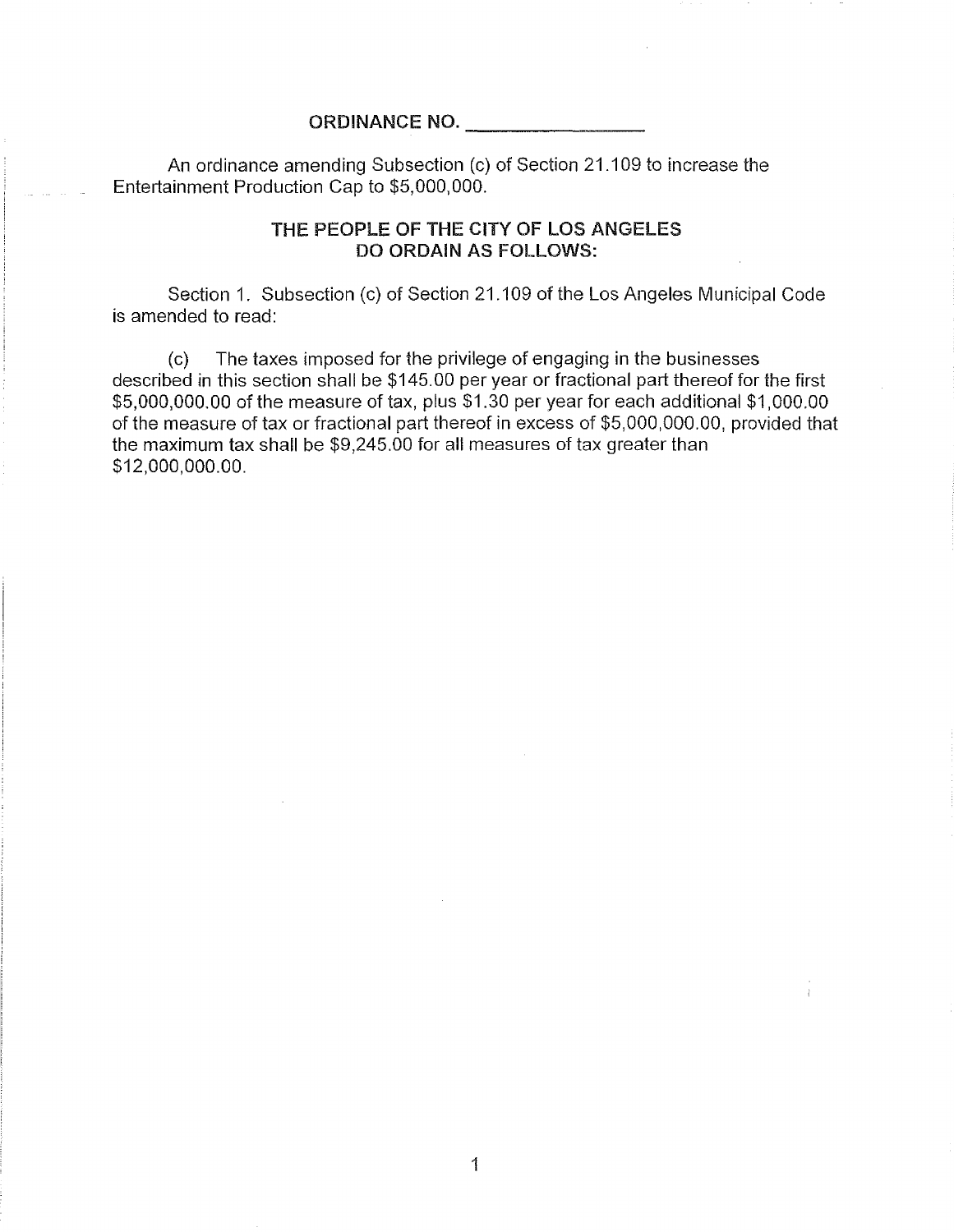**ORDINANCE NO. ________________**

An ordinance amending Subsection (c) of Section 21.109 to increase the Entertainment Production Cap to $5,000,000.

**THE PEOPLE OF THE CITY OF LOS ANGELES DO ORDAIN AS FOLLOWS:**

Section 1. Subsection (c) of Section 21.109 of the Los Angeles Municipal Code is amended to read:

(c) The taxes imposed for the privilege of engaging in the businesses described in this section shall be $145.00 per year or fractional part thereof for the first $5,000,000.00 of the measure of tax, plus $1.30 per year for each additional $1,000.00 of the measure of tax or fractional part thereof in excess of $5,000,000.00, provided that the maximum tax shall be $9,245.00 for all measures of tax greater than $12,000,000.00.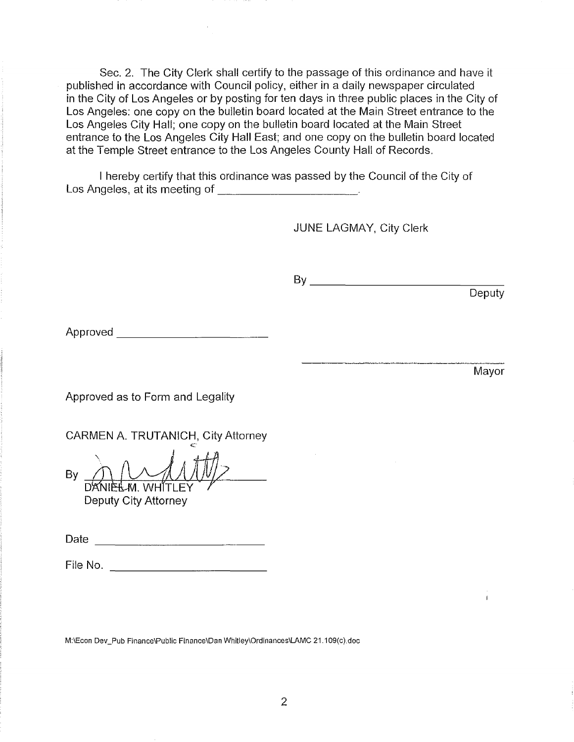Sec. 2. The City Clerk shall certify to the passage of this ordinance and have it published in accordance with Council policy, either in a daily newspaper circulated in the City of Los Angeles or by posting for ten days in three public places in the City of Los Angeles: one copy on the bulletin board located at the Main Street entrance to the Los Angeles City Hall; one copy on the bulletin board located at the Main Street entrance to the Los Angeles City Hall East; and one copy on the bulletin board located at the Temple Street entrance to the Los Angeles County Hall of Records.

I hereby certify that this ordinance was passed by the Council of the City of Los Angeles, at its meeting of ______________________.

JUNE LAGMAY, City Clerk

By ______________________________
Deputy

Approved ________________________

______________________________
Mayor

Approved as to Form and Legality

CARMEN A. TRUTANICH, City Attorney

By ______________________________
DANIEL M. WHITLEY
Deputy City Attorney

Date ____________________________

File No. _________________________

M:\Econ Dev_Pub Finance\Public Finance\Dan Whitley\Ordinances\LAMC 21.109(c).doc